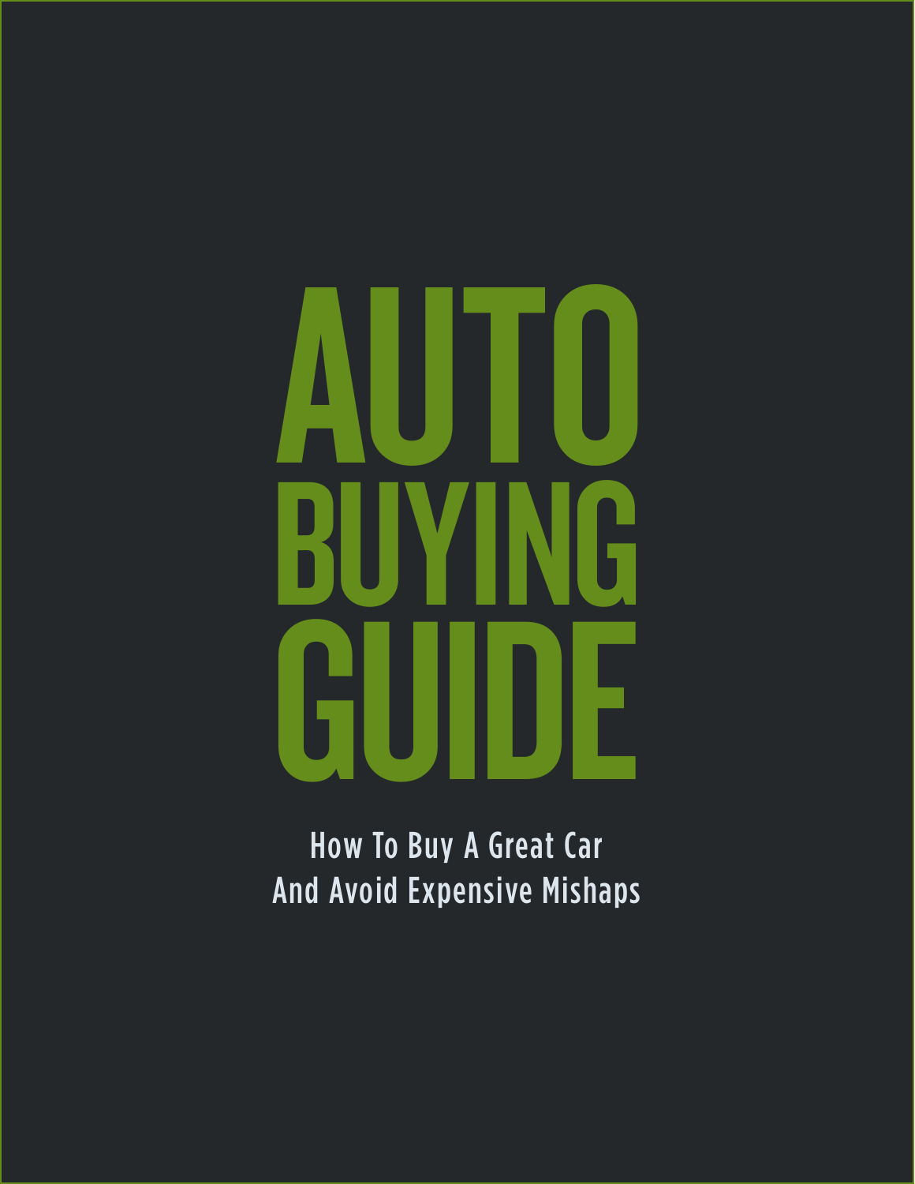# AUTO BUYING GUIDE

How To Buy A Great Car
And Avoid Expensive Mishaps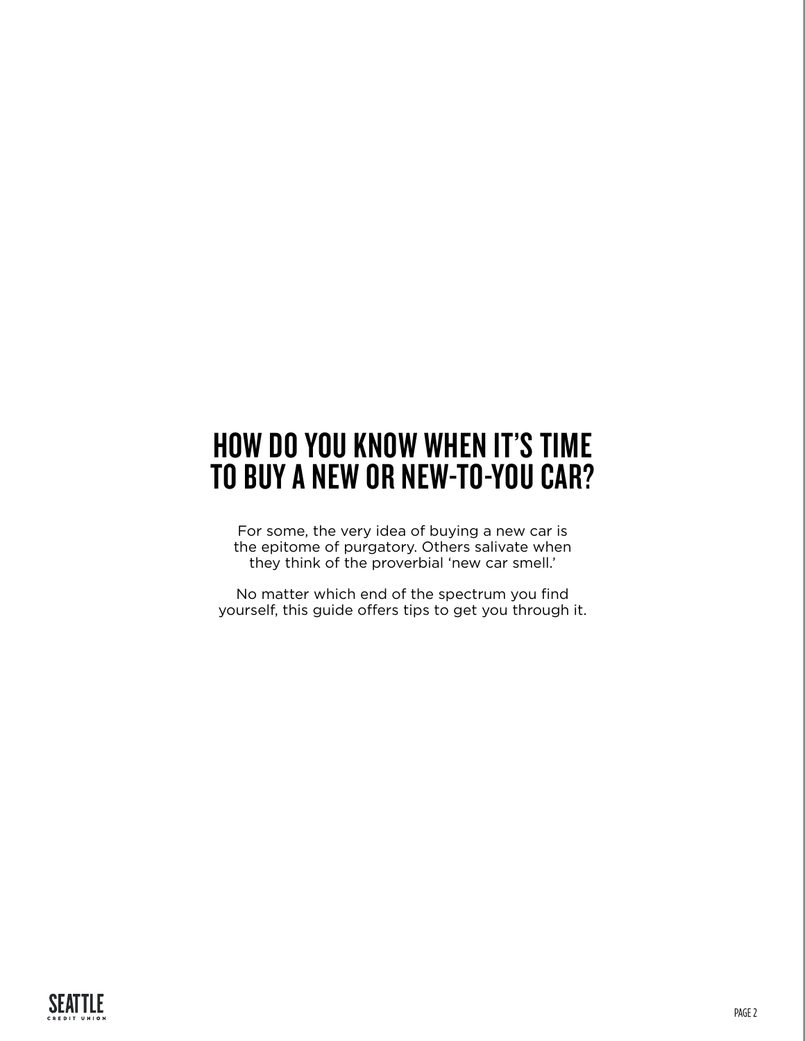# HOW DO YOU KNOW WHEN IT'S TIME TO BUY A NEW OR NEW-TO-YOU CAR?

For some, the very idea of buying a new car is the epitome of purgatory. Others salivate when they think of the proverbial 'new car smell.'

No matter which end of the spectrum you find yourself, this guide offers tips to get you through it.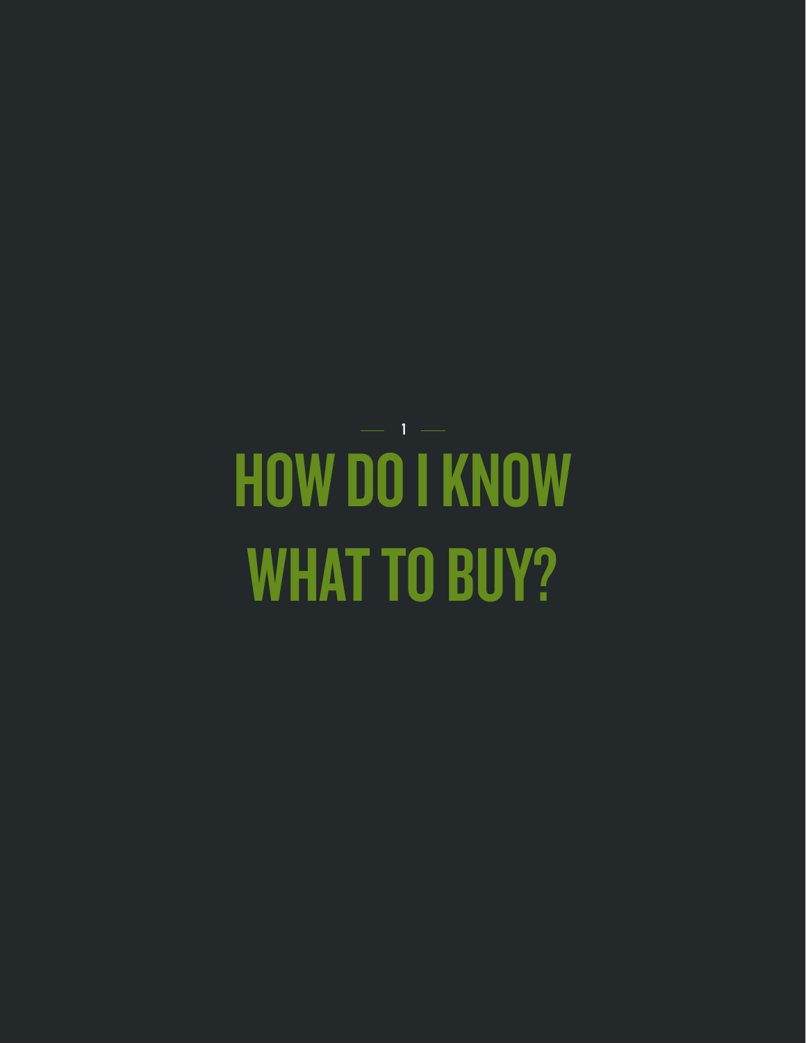1

# HOW DO I KNOW WHAT TO BUY?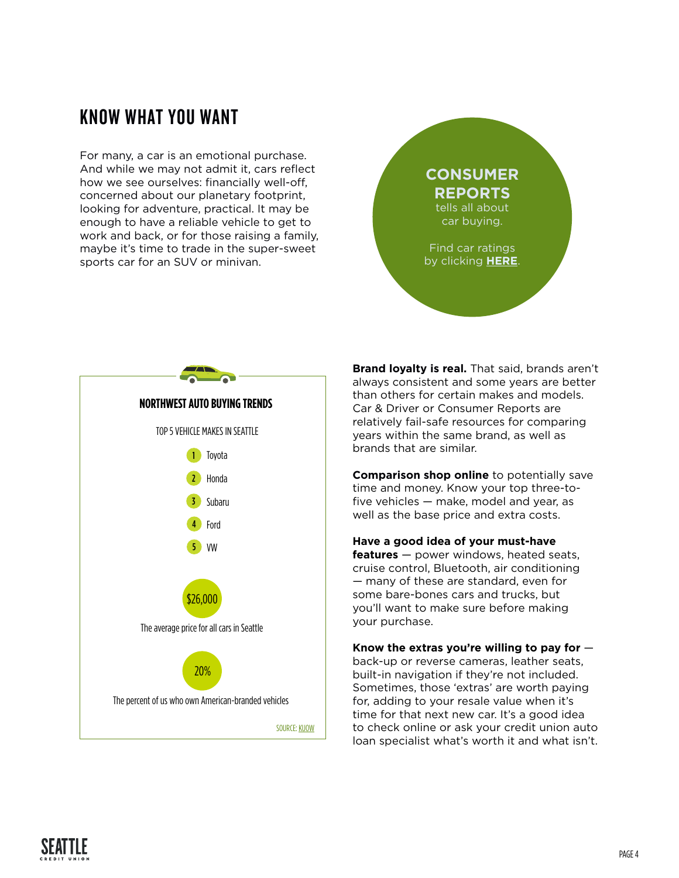# KNOW WHAT YOU WANT

For many, a car is an emotional purchase. And while we may not admit it, cars reflect how we see ourselves: financially well-off, concerned about our planetary footprint, looking for adventure, practical. It may be enough to have a reliable vehicle to get to work and back, or for those raising a family, maybe it's time to trade in the super-sweet sports car for an SUV or minivan.

**CONSUMER REPORTS** tells all about car buying.

Find car ratings by clicking **HERE**.

**NORTHWEST AUTO BUYING TRENDS**

TOP 5 VEHICLE MAKES IN SEATTLE

1. Toyota
2. Honda
3. Subaru
4. Ford
5. VW

**$26,000**

The average price for all cars in Seattle

**20%**

The percent of us who own American-branded vehicles

SOURCE: KUOW

**Brand loyalty is real.** That said, brands aren't always consistent and some years are better than others for certain makes and models. Car & Driver or Consumer Reports are relatively fail-safe resources for comparing years within the same brand, as well as brands that are similar.

**Comparison shop online** to potentially save time and money. Know your top three-to-five vehicles — make, model and year, as well as the base price and extra costs.

**Have a good idea of your must-have features** — power windows, heated seats, cruise control, Bluetooth, air conditioning — many of these are standard, even for some bare-bones cars and trucks, but you'll want to make sure before making your purchase.

**Know the extras you're willing to pay for** — back-up or reverse cameras, leather seats, built-in navigation if they're not included. Sometimes, those 'extras' are worth paying for, adding to your resale value when it's time for that next new car. It's a good idea to check online or ask your credit union auto loan specialist what's worth it and what isn't.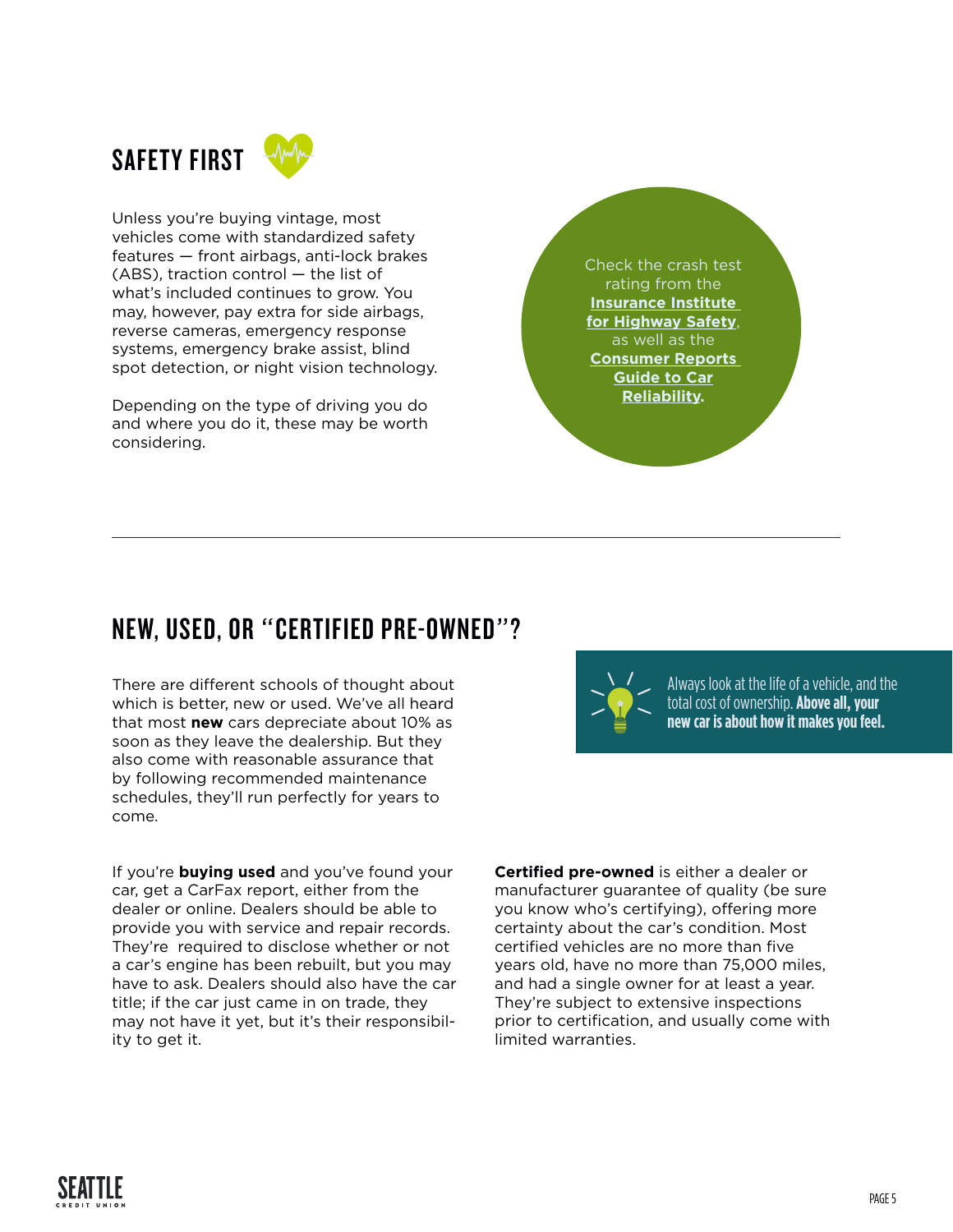## SAFETY FIRST

Unless you're buying vintage, most vehicles come with standardized safety features — front airbags, anti-lock brakes (ABS), traction control — the list of what's included continues to grow. You may, however, pay extra for side airbags, reverse cameras, emergency response systems, emergency brake assist, blind spot detection, or night vision technology.

Depending on the type of driving you do and where you do it, these may be worth considering.

Check the crash test rating from the **Insurance Institute for Highway Safety**, as well as the **Consumer Reports Guide to Car Reliability.**

---

## NEW, USED, OR "CERTIFIED PRE-OWNED"?

There are different schools of thought about which is better, new or used. We've all heard that most **new** cars depreciate about 10% as soon as they leave the dealership. But they also come with reasonable assurance that by following recommended maintenance schedules, they'll run perfectly for years to come.

Always look at the life of a vehicle, and the total cost of ownership. **Above all, your new car is about how it makes you feel.**

If you're **buying used** and you've found your car, get a CarFax report, either from the dealer or online. Dealers should be able to provide you with service and repair records. They're required to disclose whether or not a car's engine has been rebuilt, but you may have to ask. Dealers should also have the car title; if the car just came in on trade, they may not have it yet, but it's their responsibility to get it.

**Certified pre-owned** is either a dealer or manufacturer guarantee of quality (be sure you know who's certifying), offering more certainty about the car's condition. Most certified vehicles are no more than five years old, have no more than 75,000 miles, and had a single owner for at least a year. They're subject to extensive inspections prior to certification, and usually come with limited warranties.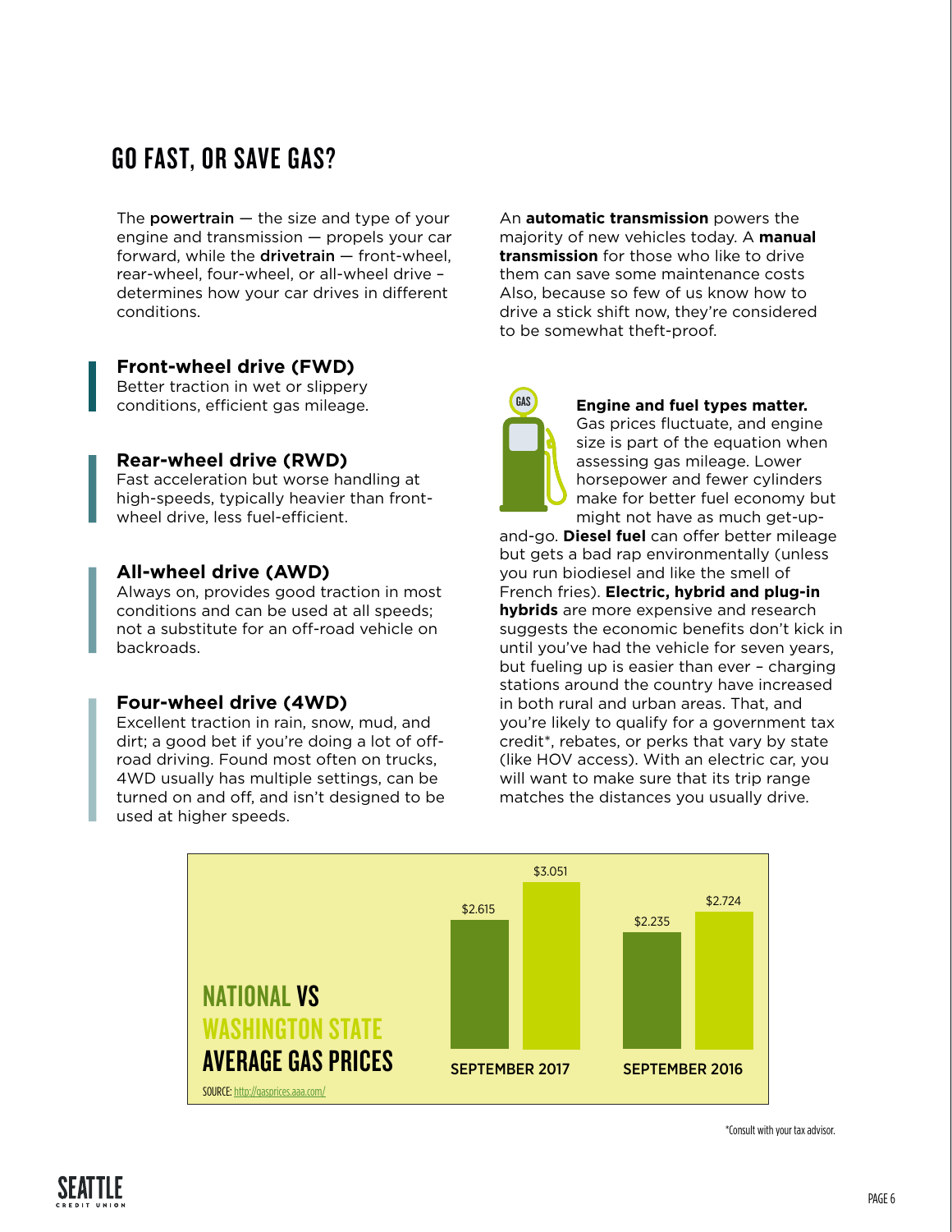## GO FAST, OR SAVE GAS?

The **powertrain** — the size and type of your engine and transmission — propels your car forward, while the **drivetrain** — front-wheel, rear-wheel, four-wheel, or all-wheel drive – determines how your car drives in different conditions.

**Front-wheel drive (FWD)**
Better traction in wet or slippery conditions, efficient gas mileage.

**Rear-wheel drive (RWD)**
Fast acceleration but worse handling at high-speeds, typically heavier than front-wheel drive, less fuel-efficient.

**All-wheel drive (AWD)**
Always on, provides good traction in most conditions and can be used at all speeds; not a substitute for an off-road vehicle on backroads.

**Four-wheel drive (4WD)**
Excellent traction in rain, snow, mud, and dirt; a good bet if you're doing a lot of off-road driving. Found most often on trucks, 4WD usually has multiple settings, can be turned on and off, and isn't designed to be used at higher speeds.

An **automatic transmission** powers the majority of new vehicles today. A **manual transmission** for those who like to drive them can save some maintenance costs Also, because so few of us know how to drive a stick shift now, they're considered to be somewhat theft-proof.

**Engine and fuel types matter.** Gas prices fluctuate, and engine size is part of the equation when assessing gas mileage. Lower horsepower and fewer cylinders make for better fuel economy but might not have as much get-up-and-go. **Diesel fuel** can offer better mileage but gets a bad rap environmentally (unless you run biodiesel and like the smell of French fries). **Electric, hybrid and plug-in hybrids** are more expensive and research suggests the economic benefits don't kick in until you've had the vehicle for seven years, but fueling up is easier than ever – charging stations around the country have increased in both rural and urban areas. That, and you're likely to qualify for a government tax credit*, rebates, or perks that vary by state (like HOV access). With an electric car, you will want to make sure that its trip range matches the distances you usually drive.

**NATIONAL VS WASHINGTON STATE AVERAGE GAS PRICES**

| | National | Washington State |
|---|---|---|
| September 2017 | $2.615 | $3.051 |
| September 2016 | $2.235 | $2.724 |

SOURCE: http://gasprices.aaa.com/

*Consult with your tax advisor.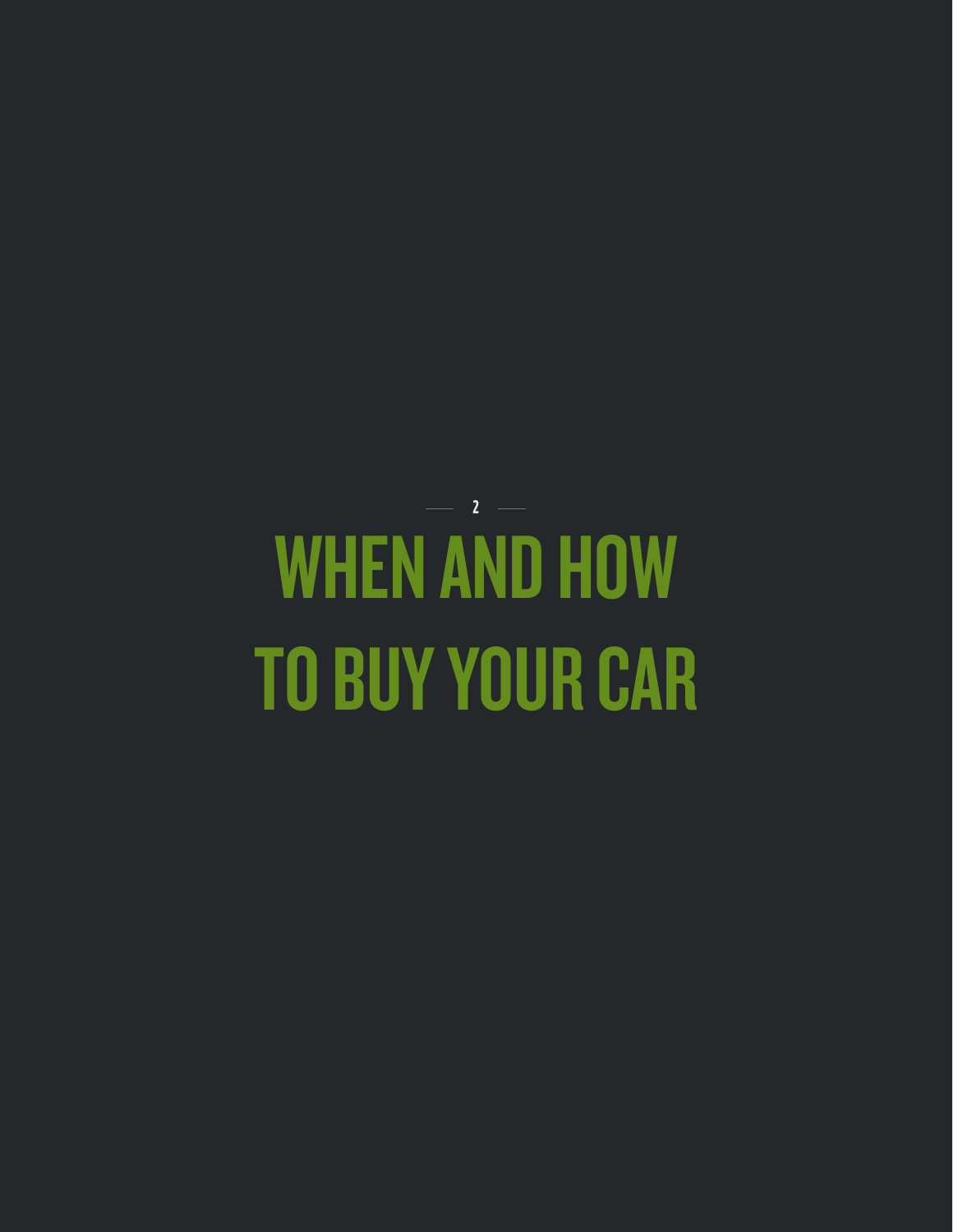— 2 —

# WHEN AND HOW TO BUY YOUR CAR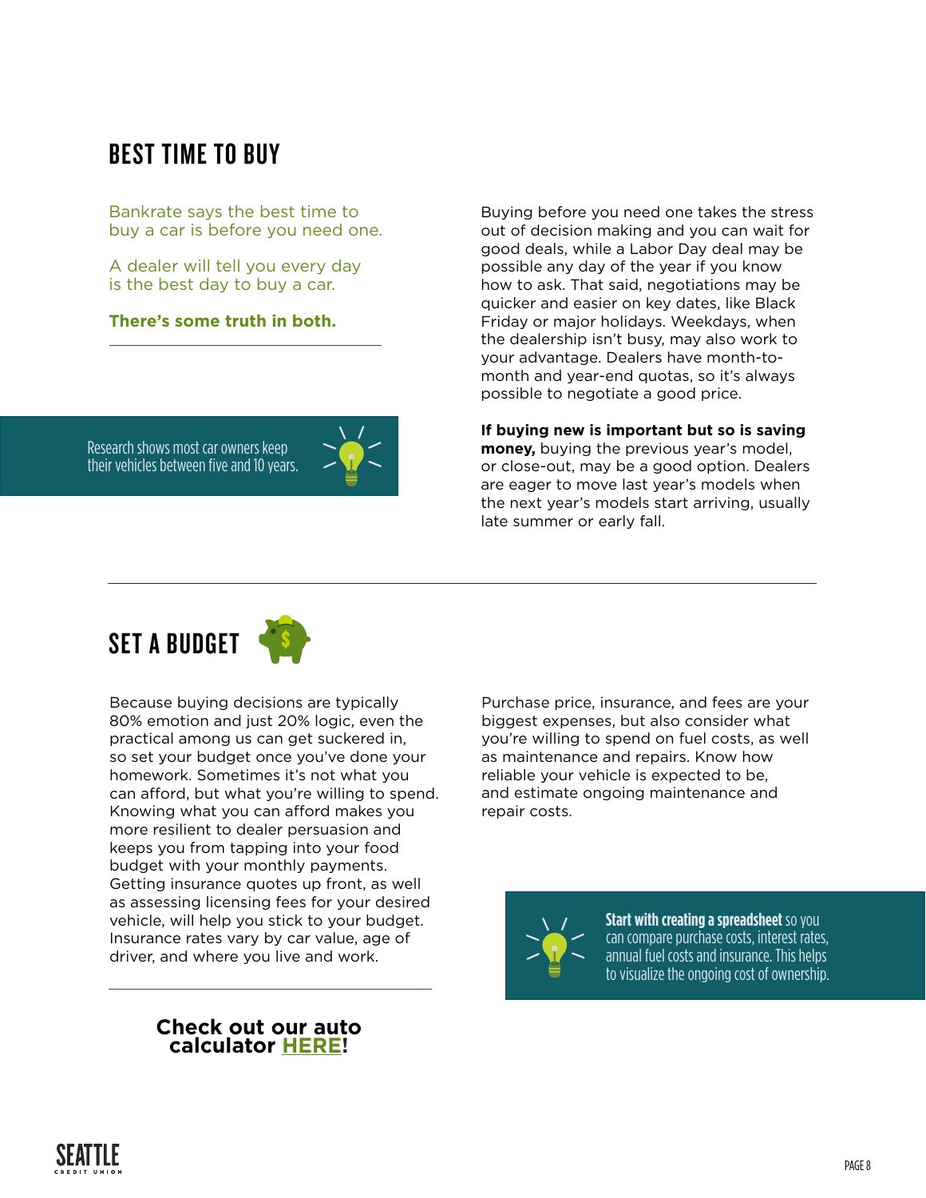## BEST TIME TO BUY

Bankrate says the best time to buy a car is before you need one.

A dealer will tell you every day is the best day to buy a car.

**There's some truth in both.**

Research shows most car owners keep their vehicles between five and 10 years.

Buying before you need one takes the stress out of decision making and you can wait for good deals, while a Labor Day deal may be possible any day of the year if you know how to ask. That said, negotiations may be quicker and easier on key dates, like Black Friday or major holidays. Weekdays, when the dealership isn't busy, may also work to your advantage. Dealers have month-to-month and year-end quotas, so it's always possible to negotiate a good price.

**If buying new is important but so is saving money,** buying the previous year's model, or close-out, may be a good option. Dealers are eager to move last year's models when the next year's models start arriving, usually late summer or early fall.

## SET A BUDGET

Because buying decisions are typically 80% emotion and just 20% logic, even the practical among us can get suckered in, so set your budget once you've done your homework. Sometimes it's not what you can afford, but what you're willing to spend. Knowing what you can afford makes you more resilient to dealer persuasion and keeps you from tapping into your food budget with your monthly payments. Getting insurance quotes up front, as well as assessing licensing fees for your desired vehicle, will help you stick to your budget. Insurance rates vary by car value, age of driver, and where you live and work.

**Check out our auto calculator HERE!**

Purchase price, insurance, and fees are your biggest expenses, but also consider what you're willing to spend on fuel costs, as well as maintenance and repairs. Know how reliable your vehicle is expected to be, and estimate ongoing maintenance and repair costs.

**Start with creating a spreadsheet** so you can compare purchase costs, interest rates, annual fuel costs and insurance. This helps to visualize the ongoing cost of ownership.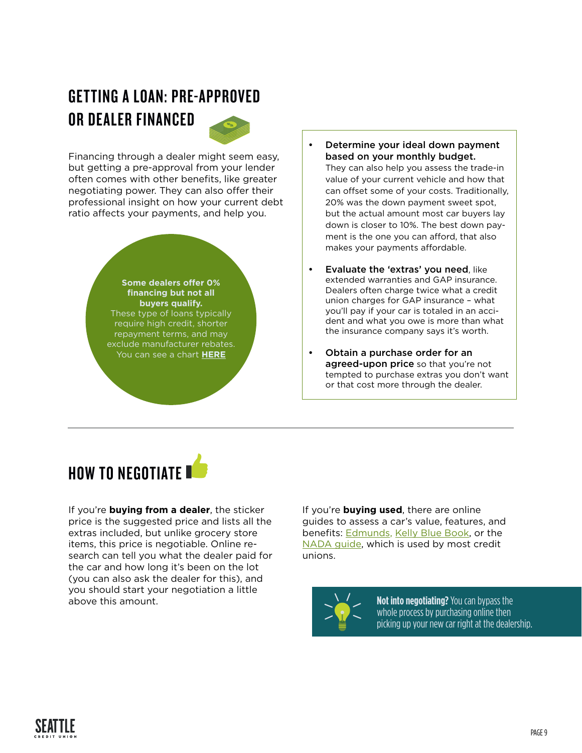## GETTING A LOAN: PRE-APPROVED OR DEALER FINANCED

Financing through a dealer might seem easy, but getting a pre-approval from your lender often comes with other benefits, like greater negotiating power. They can also offer their professional insight on how your current debt ratio affects your payments, and help you.

**Some dealers offer 0% financing but not all buyers qualify.** These type of loans typically require high credit, shorter repayment terms, and may exclude manufacturer rebates. You can see a chart **HERE**

- **Determine your ideal down payment based on your monthly budget.** They can also help you assess the trade-in value of your current vehicle and how that can offset some of your costs. Traditionally, 20% was the down payment sweet spot, but the actual amount most car buyers lay down is closer to 10%. The best down payment is the one you can afford, that also makes your payments affordable.
- **Evaluate the 'extras' you need**, like extended warranties and GAP insurance. Dealers often charge twice what a credit union charges for GAP insurance – what you'll pay if your car is totaled in an accident and what you owe is more than what the insurance company says it's worth.
- **Obtain a purchase order for an agreed-upon price** so that you're not tempted to purchase extras you don't want or that cost more through the dealer.

## HOW TO NEGOTIATE

If you're **buying from a dealer**, the sticker price is the suggested price and lists all the extras included, but unlike grocery store items, this price is negotiable. Online research can tell you what the dealer paid for the car and how long it's been on the lot (you can also ask the dealer for this), and you should start your negotiation a little above this amount.

If you're **buying used**, there are online guides to assess a car's value, features, and benefits: Edmunds, Kelly Blue Book, or the NADA guide, which is used by most credit unions.

**Not into negotiating?** You can bypass the whole process by purchasing online then picking up your new car right at the dealership.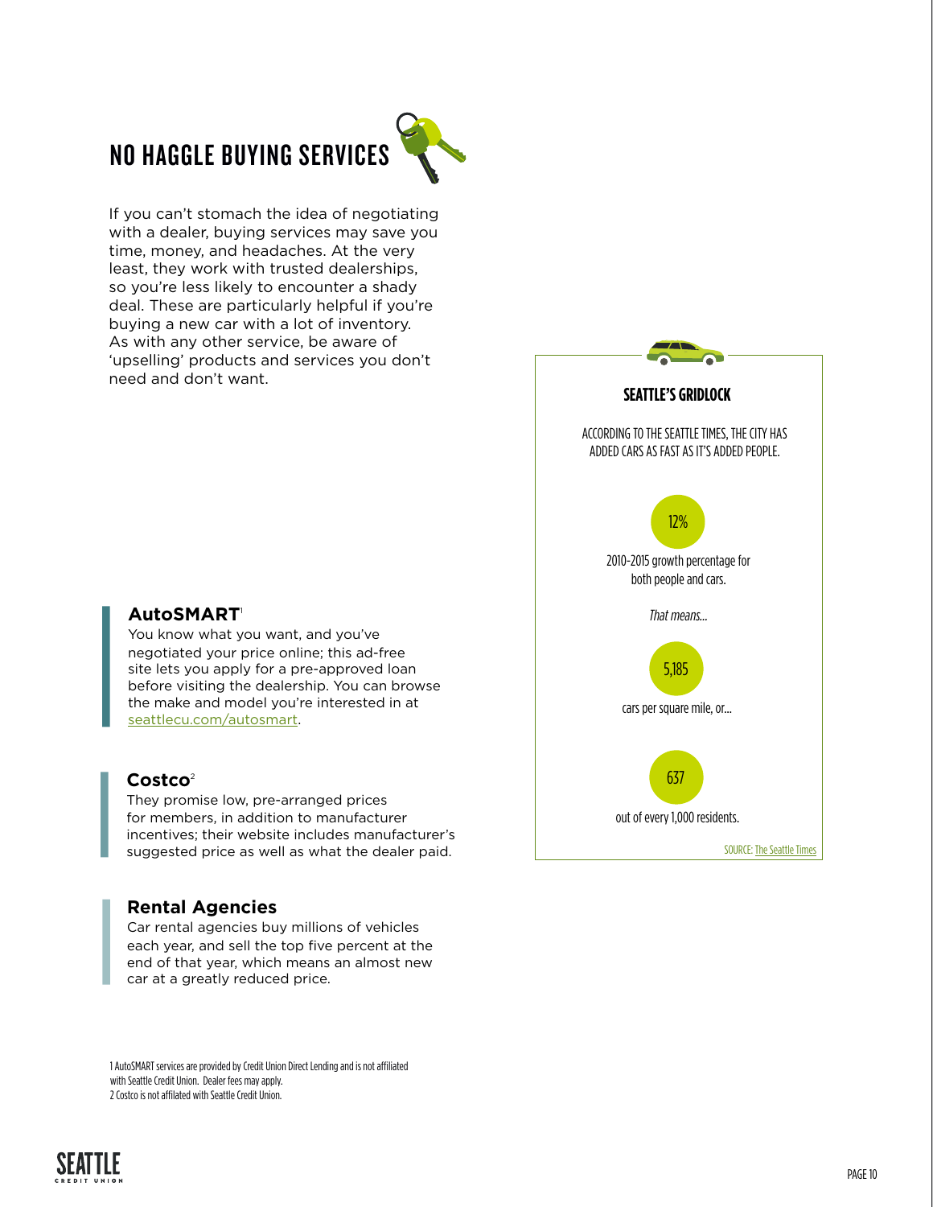## NO HAGGLE BUYING SERVICES

If you can't stomach the idea of negotiating with a dealer, buying services may save you time, money, and headaches. At the very least, they work with trusted dealerships, so you're less likely to encounter a shady deal. These are particularly helpful if you're buying a new car with a lot of inventory. As with any other service, be aware of 'upselling' products and services you don't need and don't want.

### AutoSMART[1]

You know what you want, and you've negotiated your price online; this ad-free site lets you apply for a pre-approved loan before visiting the dealership. You can browse the make and model you're interested in at seattlecu.com/autosmart.

### Costco[2]

They promise low, pre-arranged prices for members, in addition to manufacturer incentives; their website includes manufacturer's suggested price as well as what the dealer paid.

### Rental Agencies

Car rental agencies buy millions of vehicles each year, and sell the top five percent at the end of that year, which means an almost new car at a greatly reduced price.

### SEATTLE'S GRIDLOCK

ACCORDING TO THE SEATTLE TIMES, THE CITY HAS ADDED CARS AS FAST AS IT'S ADDED PEOPLE.

**12%**

2010-2015 growth percentage for both people and cars.

*That means...*

**5,185**

cars per square mile, or...

**637**

out of every 1,000 residents.

SOURCE: The Seattle Times

1 AutoSMART services are provided by Credit Union Direct Lending and is not affiliated with Seattle Credit Union. Dealer fees may apply.
2 Costco is not affiliated with Seattle Credit Union.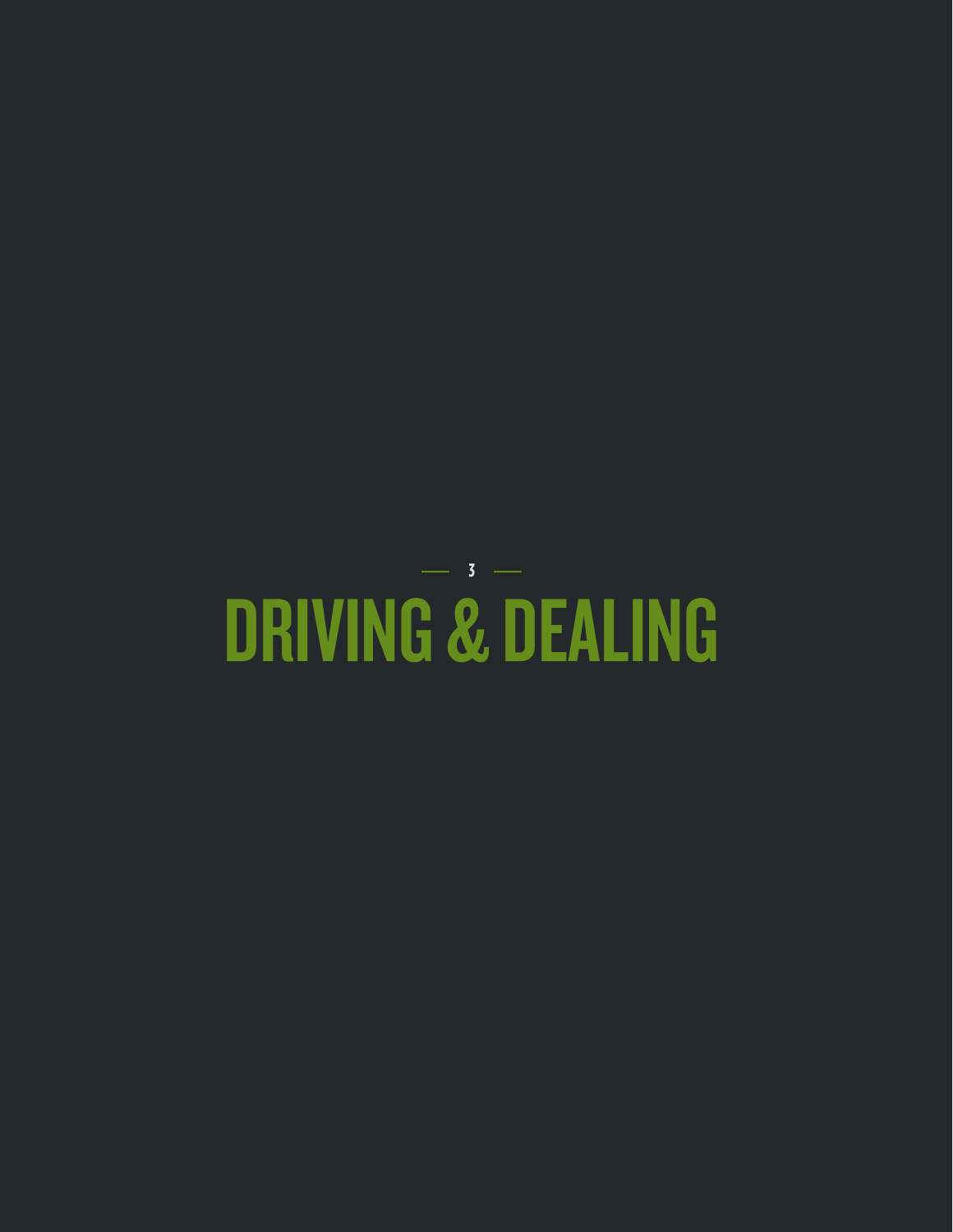— 3 —

# DRIVING & DEALING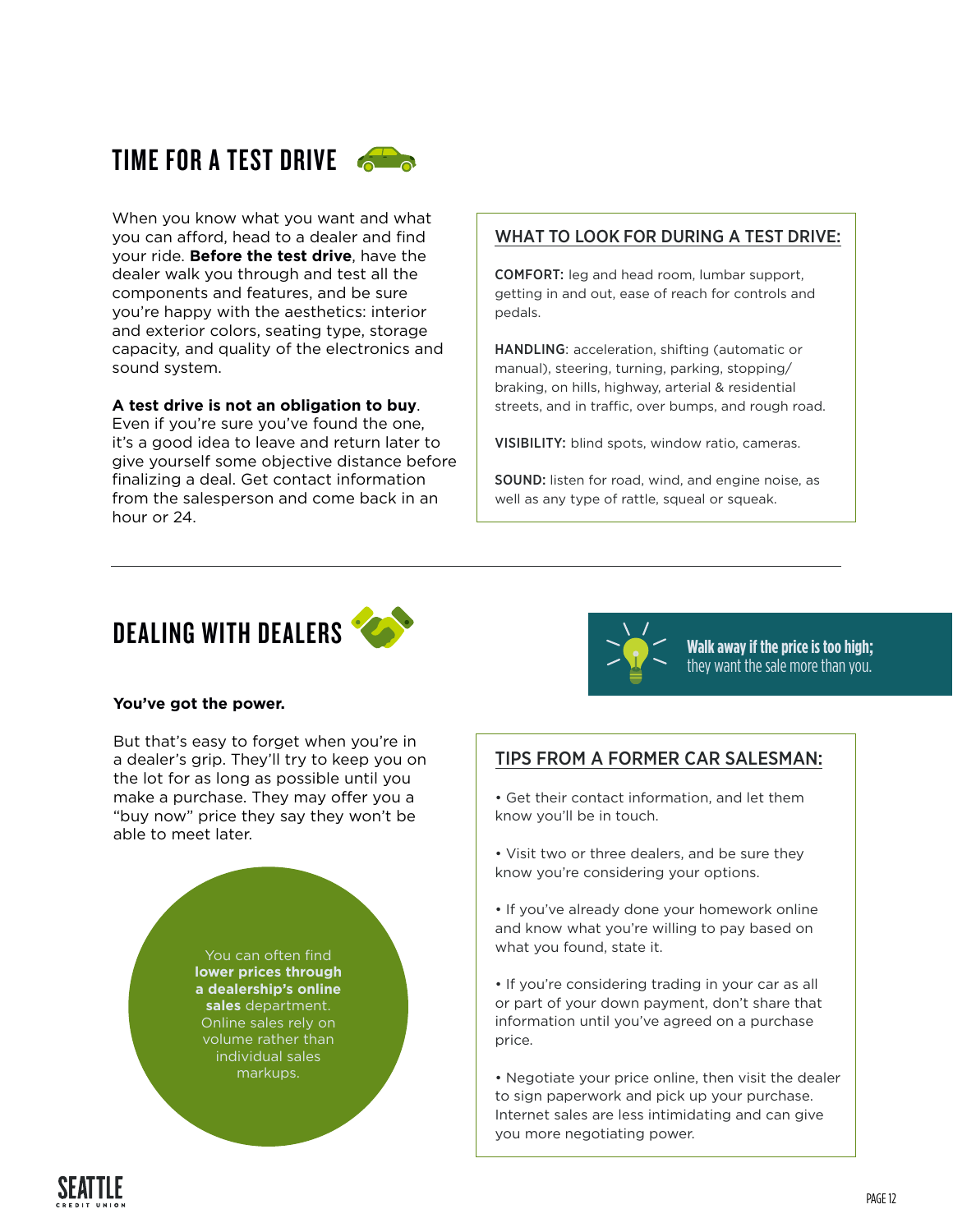## TIME FOR A TEST DRIVE

When you know what you want and what you can afford, head to a dealer and find your ride. **Before the test drive**, have the dealer walk you through and test all the components and features, and be sure you're happy with the aesthetics: interior and exterior colors, seating type, storage capacity, and quality of the electronics and sound system.

**A test drive is not an obligation to buy**. Even if you're sure you've found the one, it's a good idea to leave and return later to give yourself some objective distance before finalizing a deal. Get contact information from the salesperson and come back in an hour or 24.

### WHAT TO LOOK FOR DURING A TEST DRIVE:

**COMFORT:** leg and head room, lumbar support, getting in and out, ease of reach for controls and pedals.

**HANDLING**: acceleration, shifting (automatic or manual), steering, turning, parking, stopping/ braking, on hills, highway, arterial & residential streets, and in traffic, over bumps, and rough road.

**VISIBILITY:** blind spots, window ratio, cameras.

**SOUND:** listen for road, wind, and engine noise, as well as any type of rattle, squeal or squeak.

## DEALING WITH DEALERS

**Walk away if the price is too high;** they want the sale more than you.

**You've got the power.**

But that's easy to forget when you're in a dealer's grip. They'll try to keep you on the lot for as long as possible until you make a purchase. They may offer you a "buy now" price they say they won't be able to meet later.

You can often find **lower prices through a dealership's online sales** department. Online sales rely on volume rather than individual sales markups.

### TIPS FROM A FORMER CAR SALESMAN:

- Get their contact information, and let them know you'll be in touch.
- Visit two or three dealers, and be sure they know you're considering your options.
- If you've already done your homework online and know what you're willing to pay based on what you found, state it.
- If you're considering trading in your car as all or part of your down payment, don't share that information until you've agreed on a purchase price.
- Negotiate your price online, then visit the dealer to sign paperwork and pick up your purchase. Internet sales are less intimidating and can give you more negotiating power.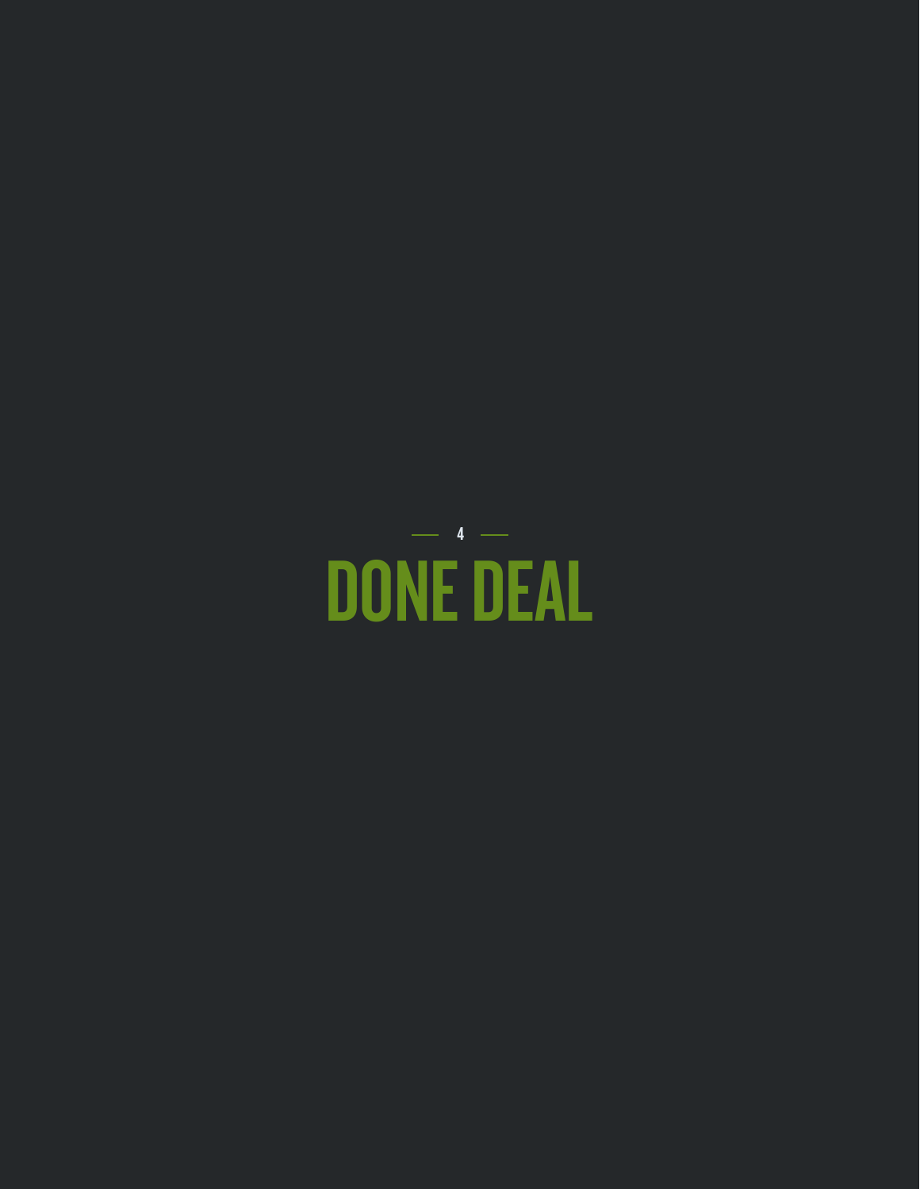4

# DONE DEAL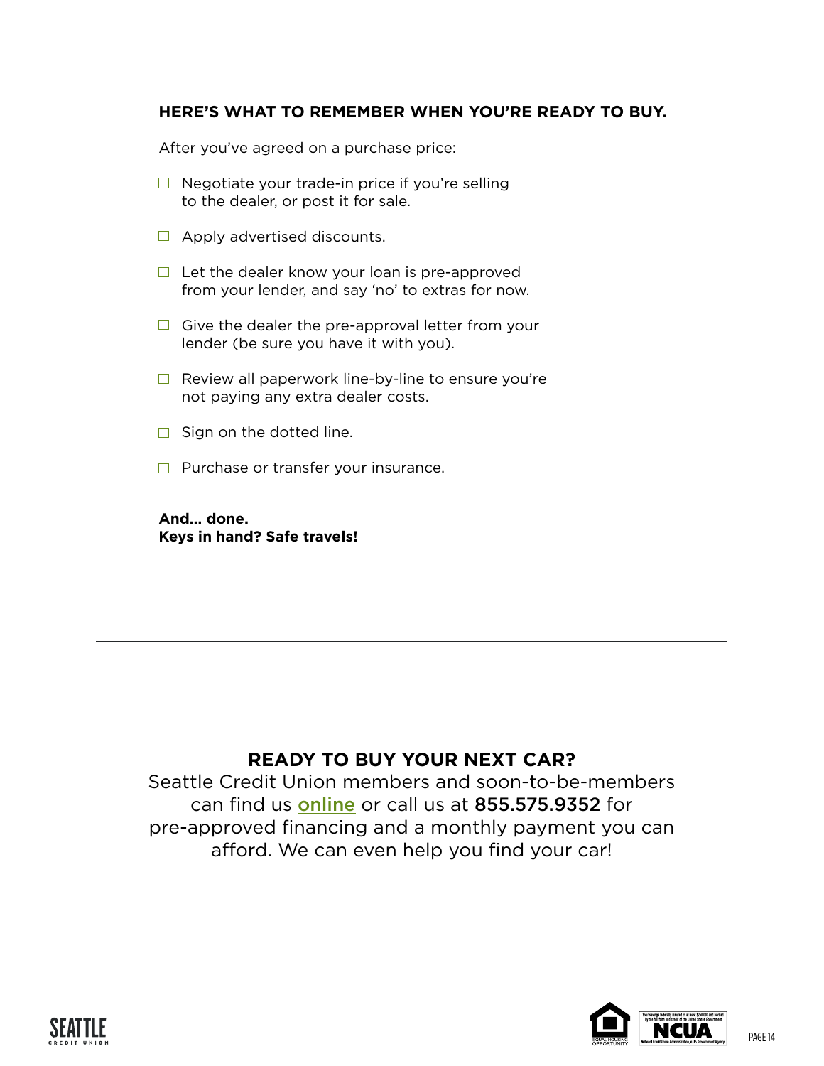## HERE'S WHAT TO REMEMBER WHEN YOU'RE READY TO BUY.

After you've agreed on a purchase price:

- ☐ Negotiate your trade-in price if you're selling to the dealer, or post it for sale.
- ☐ Apply advertised discounts.
- ☐ Let the dealer know your loan is pre-approved from your lender, and say 'no' to extras for now.
- ☐ Give the dealer the pre-approval letter from your lender (be sure you have it with you).
- ☐ Review all paperwork line-by-line to ensure you're not paying any extra dealer costs.
- ☐ Sign on the dotted line.
- ☐ Purchase or transfer your insurance.

**And... done.**
**Keys in hand? Safe travels!**

---

## READY TO BUY YOUR NEXT CAR?

Seattle Credit Union members and soon-to-be-members can find us **online** or call us at 855.575.9352 for pre-approved financing and a monthly payment you can afford. We can even help you find your car!